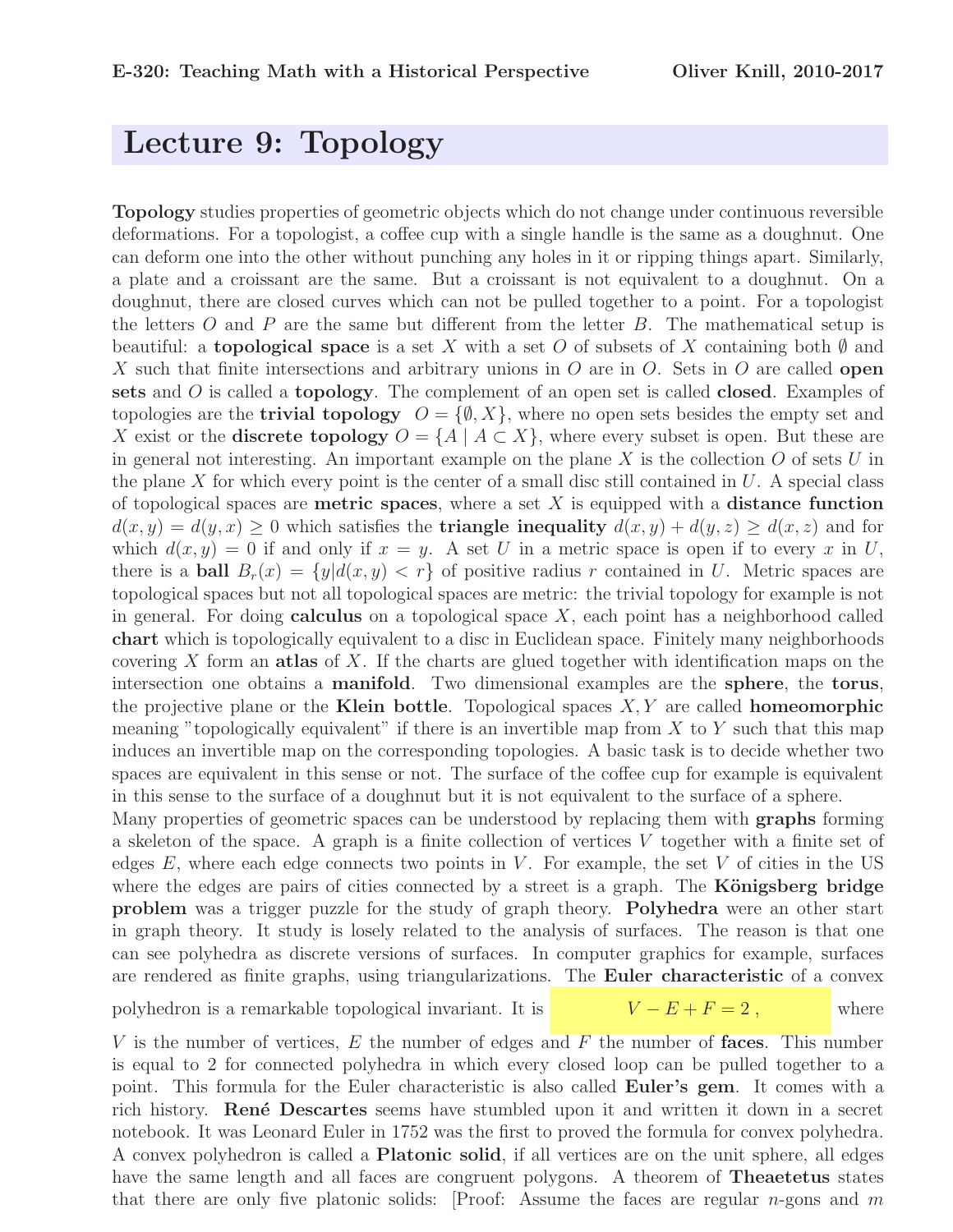# Lecture 9: Topology

**Topology** studies properties of geometric objects which do not change under continuous reversible deformations. For a topologist, a coffee cup with a single handle is the same as a doughnut. One can deform one into the other without punching any holes in it or ripping things apart. Similarly, a plate and a croissant are the same. But a croissant is not equivalent to a doughnut. On a doughnut, there are closed curves which can not be pulled together to a point. For a topologist the letters $O$ and $P$ are the same but different from the letter $B$. The mathematical setup is beautiful: a **topological space** is a set $X$ with a set $O$ of subsets of $X$ containing both $\emptyset$ and $X$ such that finite intersections and arbitrary unions in $O$ are in $O$. Sets in $O$ are called **open sets** and $O$ is called a **topology**. The complement of an open set is called **closed**. Examples of topologies are the **trivial topology** $O = \{\emptyset, X\}$, where no open sets besides the empty set and $X$ exist or the **discrete topology** $O = \{A \mid A \subset X\}$, where every subset is open. But these are in general not interesting. An important example on the plane $X$ is the collection $O$ of sets $U$ in the plane $X$ for which every point is the center of a small disc still contained in $U$. A special class of topological spaces are **metric spaces**, where a set $X$ is equipped with a **distance function** $d(x, y) = d(y, x) \geq 0$ which satisfies the **triangle inequality** $d(x, y) + d(y, z) \geq d(x, z)$ and for which $d(x, y) = 0$ if and only if $x = y$. A set $U$ in a metric space is open if to every $x$ in $U$, there is a **ball** $B_r(x) = \{y | d(x, y) < r\}$ of positive radius $r$ contained in $U$. Metric spaces are topological spaces but not all topological spaces are metric: the trivial topology for example is not in general. For doing **calculus** on a topological space $X$, each point has a neighborhood called **chart** which is topologically equivalent to a disc in Euclidean space. Finitely many neighborhoods covering $X$ form an **atlas** of $X$. If the charts are glued together with identification maps on the intersection one obtains a **manifold**. Two dimensional examples are the **sphere**, the **torus**, the projective plane or the **Klein bottle**. Topological spaces $X, Y$ are called **homeomorphic** meaning "topologically equivalent" if there is an invertible map from $X$ to $Y$ such that this map induces an invertible map on the corresponding topologies. A basic task is to decide whether two spaces are equivalent in this sense or not. The surface of the coffee cup for example is equivalent in this sense to the surface of a doughnut but it is not equivalent to the surface of a sphere.

Many properties of geometric spaces can be understood by replacing them with **graphs** forming a skeleton of the space. A graph is a finite collection of vertices $V$ together with a finite set of edges $E$, where each edge connects two points in $V$. For example, the set $V$ of cities in the US where the edges are pairs of cities connected by a street is a graph. The **Königsberg bridge problem** was a trigger puzzle for the study of graph theory. **Polyhedra** were an other start in graph theory. It study is losely related to the analysis of surfaces. The reason is that one can see polyhedra as discrete versions of surfaces. In computer graphics for example, surfaces are rendered as finite graphs, using triangularizations. The **Euler characteristic** of a convex polyhedron is a remarkable topological invariant. It is

$$V - E + F = 2 \,,$$

where $V$ is the number of vertices, $E$ the number of edges and $F$ the number of **faces**. This number is equal to 2 for connected polyhedra in which every closed loop can be pulled together to a point. This formula for the Euler characteristic is also called **Euler's gem**. It comes with a rich history. **René Descartes** seems have stumbled upon it and written it down in a secret notebook. It was Leonard Euler in 1752 was the first to proved the formula for convex polyhedra. A convex polyhedron is called a **Platonic solid**, if all vertices are on the unit sphere, all edges have the same length and all faces are congruent polygons. A theorem of **Theaetetus** states that there are only five platonic solids: [Proof: Assume the faces are regular $n$-gons and $m$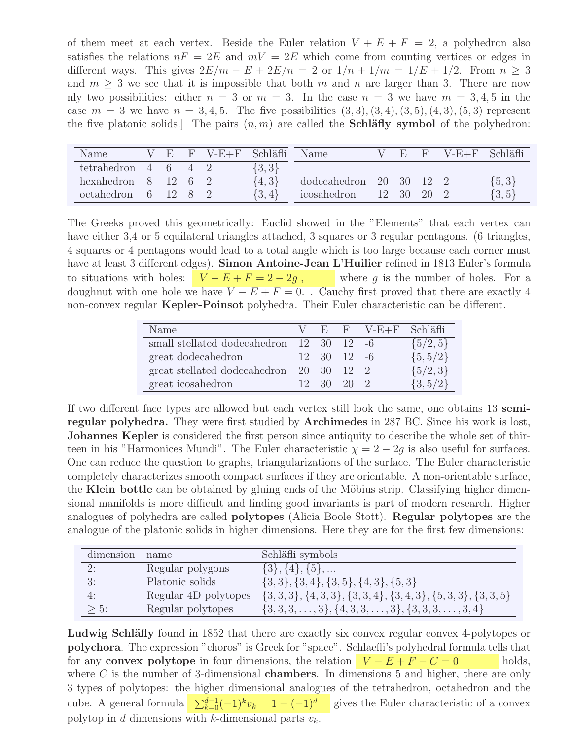of them meet at each vertex. Beside the Euler relation $V + E + F = 2$, a polyhedron also satisfies the relations $nF = 2E$ and $mV = 2E$ which come from counting vertices or edges in different ways. This gives $2E/m - E + 2E/n = 2$ or $1/n + 1/m = 1/E + 1/2$. From $n \geq 3$ and $m \geq 3$ we see that it is impossible that both $m$ and $n$ are larger than 3. There are now nly two possibilities: either $n = 3$ or $m = 3$. In the case $n = 3$ we have $m = 3, 4, 5$ in the case $m = 3$ we have $n = 3, 4, 5$. The five possibilities $(3, 3), (3, 4), (3, 5), (4, 3), (5, 3)$ represent the five platonic solids.] The pairs $(n, m)$ are called the **Schläfly symbol** of the polyhedron:

| Name | V | E | F | V-E+F | Schläfli |
|---|---|---|---|---|---|
| tetrahedron | 4 | 6 | 4 | 2 | $\{3, 3\}$ |
| hexahedron | 8 | 12 | 6 | 2 | $\{4, 3\}$ |
| octahedron | 6 | 12 | 8 | 2 | $\{3, 4\}$ |
| dodecahedron | 20 | 30 | 12 | 2 | $\{5, 3\}$ |
| icosahedron | 12 | 30 | 20 | 2 | $\{3, 5\}$ |

The Greeks proved this geometrically: Euclid showed in the "Elements" that each vertex can have either 3,4 or 5 equilateral triangles attached, 3 squares or 3 regular pentagons. (6 triangles, 4 squares or 4 pentagons would lead to a total angle which is too large because each corner must have at least 3 different edges). **Simon Antoine-Jean L'Huilier** refined in 1813 Euler's formula to situations with holes: $V - E + F = 2 - 2g$, where $g$ is the number of holes. For a doughnut with one hole we have $V - E + F = 0$. . Cauchy first proved that there are exactly 4 non-convex regular **Kepler-Poinsot** polyhedra. Their Euler characteristic can be different.

| Name | V | E | F | V-E+F | Schläfli |
|---|---|---|---|---|---|
| small stellated dodecahedron | 12 | 30 | 12 | -6 | $\{5/2, 5\}$ |
| great dodecahedron | 12 | 30 | 12 | -6 | $\{5, 5/2\}$ |
| great stellated dodecahedron | 20 | 30 | 12 | 2 | $\{5/2, 3\}$ |
| great icosahedron | 12 | 30 | 20 | 2 | $\{3, 5/2\}$ |

If two different face types are allowed but each vertex still look the same, one obtains 13 **semi-regular polyhedra.** They were first studied by **Archimedes** in 287 BC. Since his work is lost, **Johannes Kepler** is considered the first person since antiquity to describe the whole set of thirteen in his "Harmonices Mundi". The Euler characteristic $\chi = 2 - 2g$ is also useful for surfaces. One can reduce the question to graphs, triangularizations of the surface. The Euler characteristic completely characterizes smooth compact surfaces if they are orientable. A non-orientable surface, the **Klein bottle** can be obtained by gluing ends of the Möbius strip. Classifying higher dimensional manifolds is more difficult and finding good invariants is part of modern research. Higher analogues of polyhedra are called **polytopes** (Alicia Boole Stott). **Regular polytopes** are the analogue of the platonic solids in higher dimensions. Here they are for the first few dimensions:

| dimension | name | Schläfli symbols |
|---|---|---|
| 2: | Regular polygons | $\{3\}, \{4\}, \{5\}, ...$ |
| 3: | Platonic solids | $\{3, 3\}, \{3, 4\}, \{3, 5\}, \{4, 3\}, \{5, 3\}$ |
| 4: | Regular 4D polytopes | $\{3, 3, 3\}, \{4, 3, 3\}, \{3, 3, 4\}, \{3, 4, 3\}, \{5, 3, 3\}, \{3, 3, 5\}$ |
| $\geq 5$: | Regular polytopes | $\{3, 3, 3, \ldots, 3\}, \{4, 3, 3, \ldots, 3\}, \{3, 3, 3, \ldots, 3, 4\}$ |

**Ludwig Schläfly** found in 1852 that there are exactly six convex regular convex 4-polytopes or **polychora**. The expression "choros" is Greek for "space". Schlaefli's polyhedral formula tells that for any **convex polytope** in four dimensions, the relation $V - E + F - C = 0$ holds, where $C$ is the number of 3-dimensional **chambers**. In dimensions 5 and higher, there are only 3 types of polytopes: the higher dimensional analogues of the tetrahedron, octahedron and the cube. A general formula $\sum_{k=0}^{d-1} (-1)^k v_k = 1 - (-1)^d$ gives the Euler characteristic of a convex polytop in $d$ dimensions with $k$-dimensional parts $v_k$.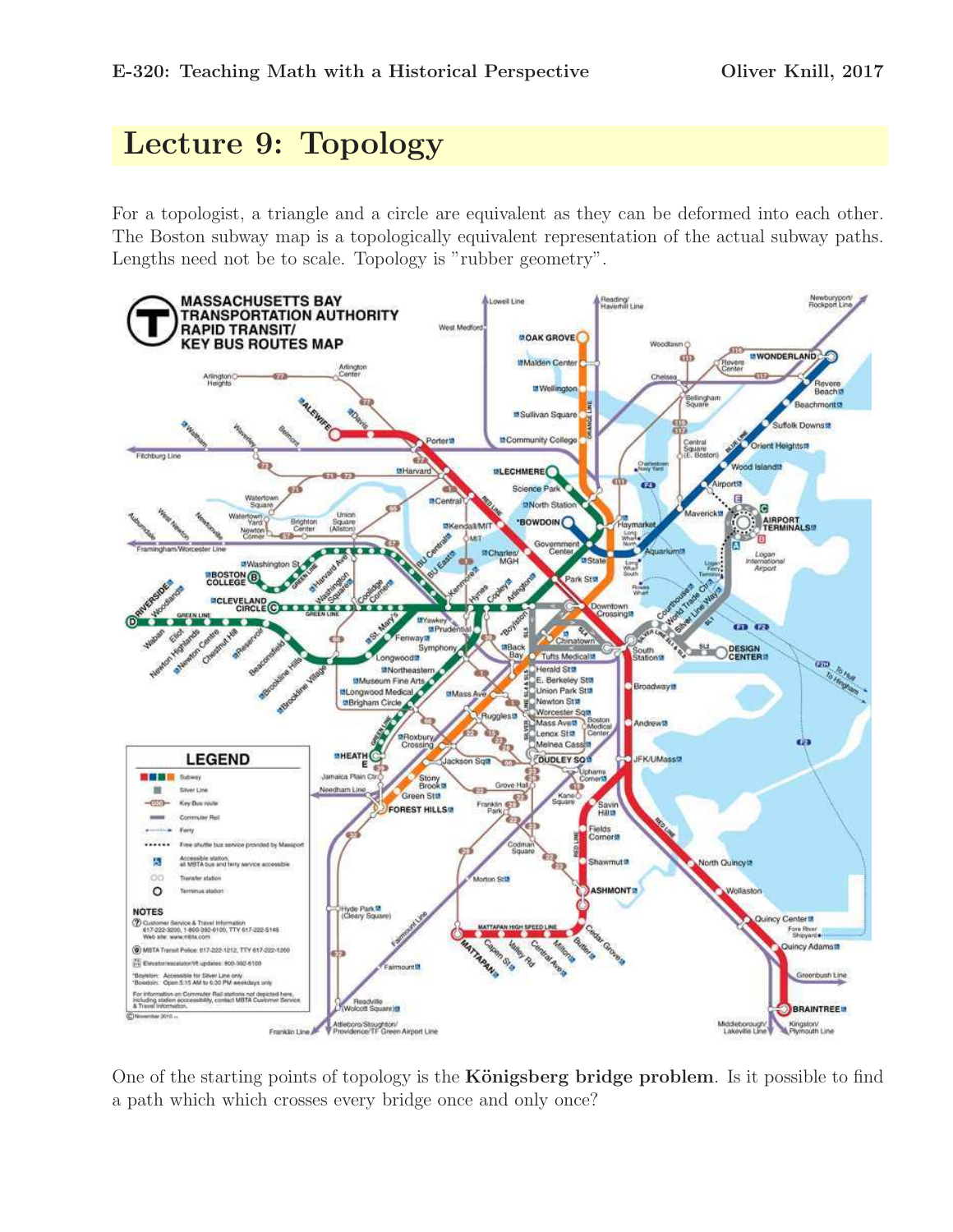# Lecture 9: Topology

For a topologist, a triangle and a circle are equivalent as they can be deformed into each other. The Boston subway map is a topologically equivalent representation of the actual subway paths. Lengths need not be to scale. Topology is "rubber geometry".

One of the starting points of topology is the **Königsberg bridge problem**. Is it possible to find a path which which crosses every bridge once and only once?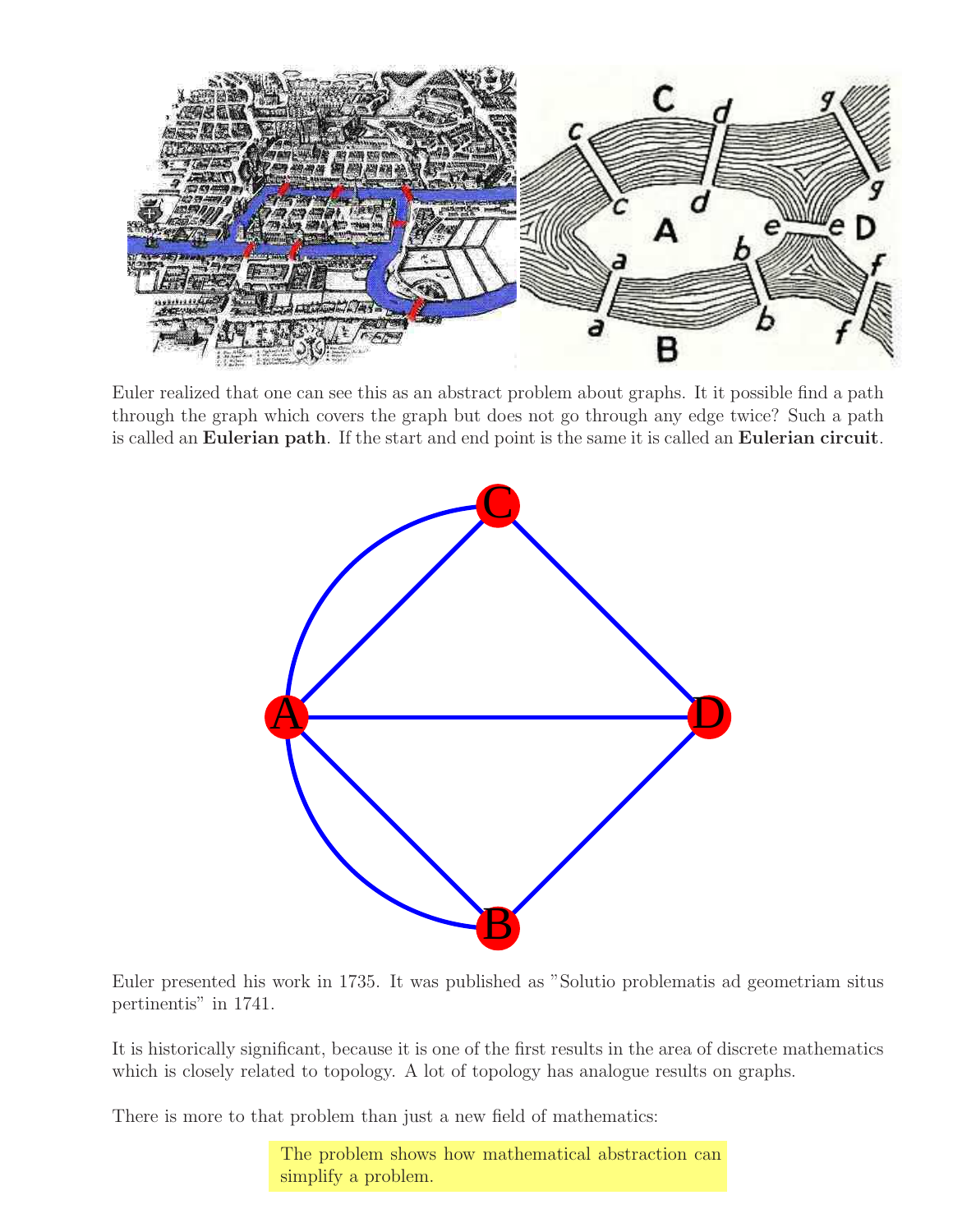Euler realized that one can see this as an abstract problem about graphs. It it possible find a path through the graph which covers the graph but does not go through any edge twice? Such a path is called an **Eulerian path**. If the start and end point is the same it is called an **Eulerian circuit**.

Euler presented his work in 1735. It was published as "Solutio problematis ad geometriam situs pertinentis" in 1741.

It is historically significant, because it is one of the first results in the area of discrete mathematics which is closely related to topology. A lot of topology has analogue results on graphs.

There is more to that problem than just a new field of mathematics:

The problem shows how mathematical abstraction can simplify a problem.